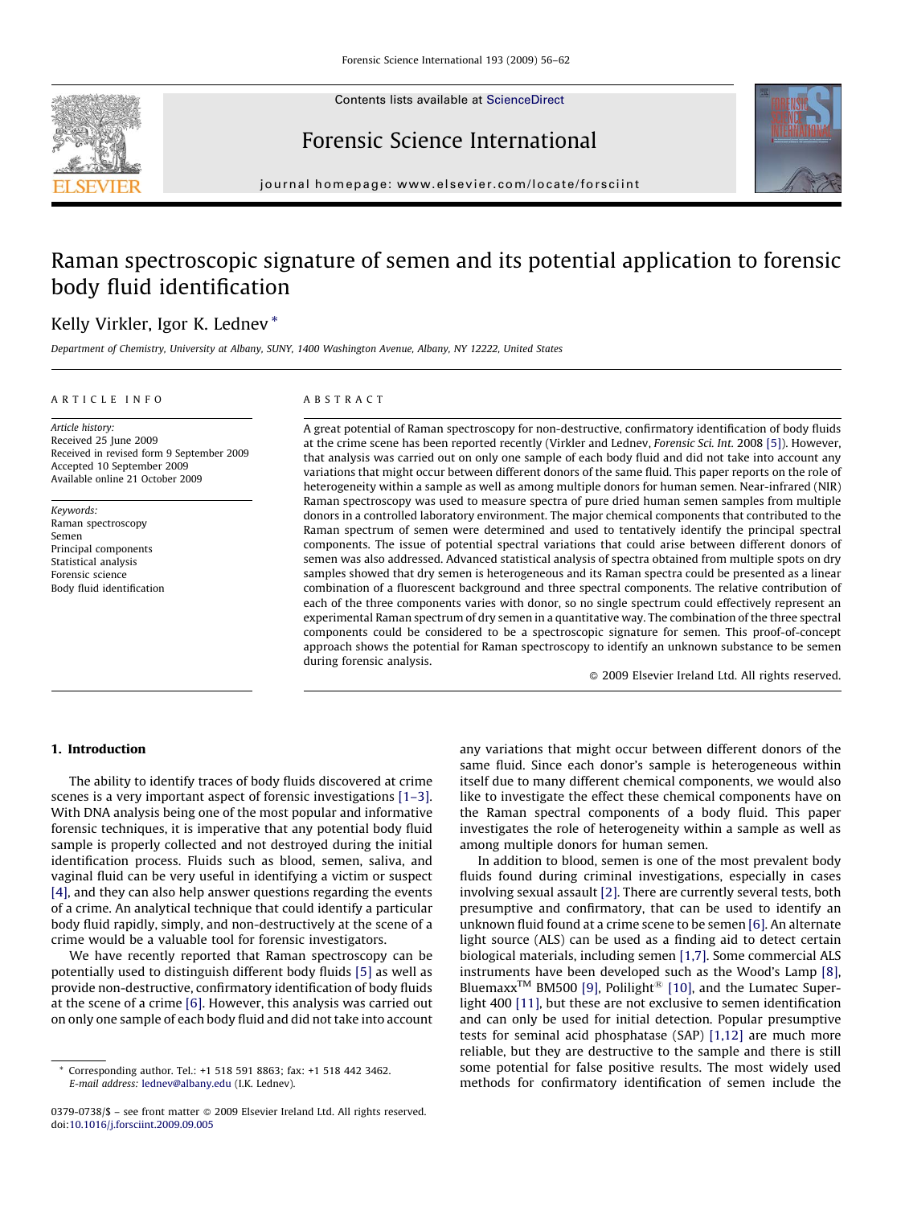# Raman spectroscopic signature of semen and its potential application to forensic body fluid identification

Kelly Virkler, Igor K. Lednev *

*Department of Chemistry, University at Albany, SUNY, 1400 Washington Avenue, Albany, NY 12222, United States*

## ARTICLE INFO

*Article history:*
Received 25 June 2009
Received in revised form 9 September 2009
Accepted 10 September 2009
Available online 21 October 2009

*Keywords:*
Raman spectroscopy
Semen
Principal components
Statistical analysis
Forensic science
Body fluid identification

## ABSTRACT

A great potential of Raman spectroscopy for non-destructive, confirmatory identification of body fluids at the crime scene has been reported recently (Virkler and Lednev, *Forensic Sci. Int.* 2008 [5]). However, that analysis was carried out on only one sample of each body fluid and did not take into account any variations that might occur between different donors of the same fluid. This paper reports on the role of heterogeneity within a sample as well as among multiple donors for human semen. Near-infrared (NIR) Raman spectroscopy was used to measure spectra of pure dried human semen samples from multiple donors in a controlled laboratory environment. The major chemical components that contributed to the Raman spectrum of semen were determined and used to tentatively identify the principal spectral components. The issue of potential spectral variations that could arise between different donors of semen was also addressed. Advanced statistical analysis of spectra obtained from multiple spots on dry samples showed that dry semen is heterogeneous and its Raman spectra could be presented as a linear combination of a fluorescent background and three spectral components. The relative contribution of each of the three components varies with donor, so no single spectrum could effectively represent an experimental Raman spectrum of dry semen in a quantitative way. The combination of the three spectral components could be considered to be a spectroscopic signature for semen. This proof-of-concept approach shows the potential for Raman spectroscopy to identify an unknown substance to be semen during forensic analysis.

© 2009 Elsevier Ireland Ltd. All rights reserved.

## 1. Introduction

The ability to identify traces of body fluids discovered at crime scenes is a very important aspect of forensic investigations [1–3]. With DNA analysis being one of the most popular and informative forensic techniques, it is imperative that any potential body fluid sample is properly collected and not destroyed during the initial identification process. Fluids such as blood, semen, saliva, and vaginal fluid can be very useful in identifying a victim or suspect [4], and they can also help answer questions regarding the events of a crime. An analytical technique that could identify a particular body fluid rapidly, simply, and non-destructively at the scene of a crime would be a valuable tool for forensic investigators.

We have recently reported that Raman spectroscopy can be potentially used to distinguish different body fluids [5] as well as provide non-destructive, confirmatory identification of body fluids at the scene of a crime [6]. However, this analysis was carried out on only one sample of each body fluid and did not take into account any variations that might occur between different donors of the same fluid. Since each donor's sample is heterogeneous within itself due to many different chemical components, we would also like to investigate the effect these chemical components have on the Raman spectral components of a body fluid. This paper investigates the role of heterogeneity within a sample as well as among multiple donors for human semen.

In addition to blood, semen is one of the most prevalent body fluids found during criminal investigations, especially in cases involving sexual assault [2]. There are currently several tests, both presumptive and confirmatory, that can be used to identify an unknown fluid found at a crime scene to be semen [6]. An alternate light source (ALS) can be used as a finding aid to detect certain biological materials, including semen [1,7]. Some commercial ALS instruments have been developed such as the Wood's Lamp [8], Bluemaxx™ BM500 [9], Polilight® [10], and the Lumatec Superlight 400 [11], but these are not exclusive to semen identification and can only be used for initial detection. Popular presumptive tests for seminal acid phosphatase (SAP) [1,12] are much more reliable, but they are destructive to the sample and there is still some potential for false positive results. The most widely used methods for confirmatory identification of semen include the

* Corresponding author. Tel.: +1 518 591 8863; fax: +1 518 442 3462.
E-mail address: lednev@albany.edu (I.K. Lednev).

0379-0738/$ – see front matter © 2009 Elsevier Ireland Ltd. All rights reserved.
doi:10.1016/j.forsciint.2009.09.005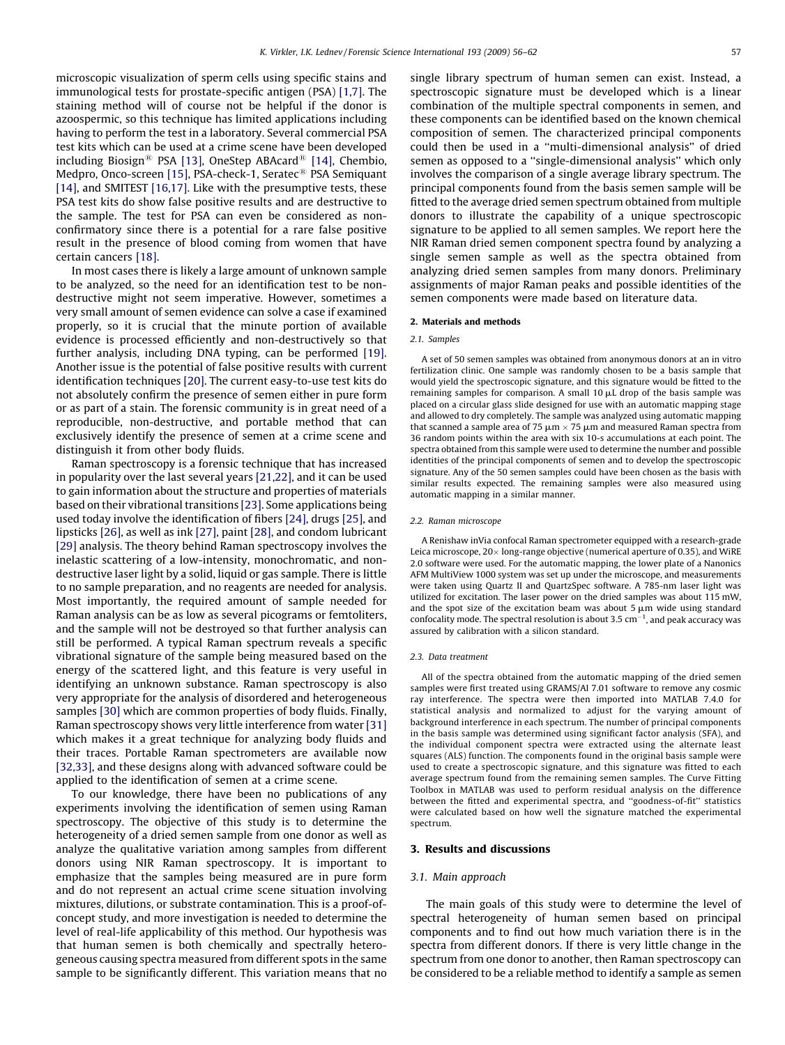microscopic visualization of sperm cells using specific stains and immunological tests for prostate-specific antigen (PSA) [1,7]. The staining method will of course not be helpful if the donor is azoospermic, so this technique has limited applications including having to perform the test in a laboratory. Several commercial PSA test kits which can be used at a crime scene have been developed including Biosign® PSA [13], OneStep ABAcard® [14], Chembio, Medpro, Onco-screen [15], PSA-check-1, Seratec® PSA Semiquant [14], and SMITEST [16,17]. Like with the presumptive tests, these PSA test kits do show false positive results and are destructive to the sample. The test for PSA can even be considered as non-confirmatory since there is a potential for a rare false positive result in the presence of blood coming from women that have certain cancers [18].

In most cases there is likely a large amount of unknown sample to be analyzed, so the need for an identification test to be non-destructive might not seem imperative. However, sometimes a very small amount of semen evidence can solve a case if examined properly, so it is crucial that the minute portion of available evidence is processed efficiently and non-destructively so that further analysis, including DNA typing, can be performed [19]. Another issue is the potential of false positive results with current identification techniques [20]. The current easy-to-use test kits do not absolutely confirm the presence of semen either in pure form or as part of a stain. The forensic community is in great need of a reproducible, non-destructive, and portable method that can exclusively identify the presence of semen at a crime scene and distinguish it from other body fluids.

Raman spectroscopy is a forensic technique that has increased in popularity over the last several years [21,22], and it can be used to gain information about the structure and properties of materials based on their vibrational transitions [23]. Some applications being used today involve the identification of fibers [24], drugs [25], and lipsticks [26], as well as ink [27], paint [28], and condom lubricant [29] analysis. The theory behind Raman spectroscopy involves the inelastic scattering of a low-intensity, monochromatic, and non-destructive laser light by a solid, liquid or gas sample. There is little to no sample preparation, and no reagents are needed for analysis. Most importantly, the required amount of sample needed for Raman analysis can be as low as several picograms or femtoliters, and the sample will not be destroyed so that further analysis can still be performed. A typical Raman spectrum reveals a specific vibrational signature of the sample being measured based on the energy of the scattered light, and this feature is very useful in identifying an unknown substance. Raman spectroscopy is also very appropriate for the analysis of disordered and heterogeneous samples [30] which are common properties of body fluids. Finally, Raman spectroscopy shows very little interference from water [31] which makes it a great technique for analyzing body fluids and their traces. Portable Raman spectrometers are available now [32,33], and these designs along with advanced software could be applied to the identification of semen at a crime scene.

To our knowledge, there have been no publications of any experiments involving the identification of semen using Raman spectroscopy. The objective of this study is to determine the heterogeneity of a dried semen sample from one donor as well as analyze the qualitative variation among samples from different donors using NIR Raman spectroscopy. It is important to emphasize that the samples being measured are in pure form and do not represent an actual crime scene situation involving mixtures, dilutions, or substrate contamination. This is a proof-of-concept study, and more investigation is needed to determine the level of real-life applicability of this method. Our hypothesis was that human semen is both chemically and spectrally heterogeneous causing spectra measured from different spots in the same sample to be significantly different. This variation means that no single library spectrum of human semen can exist. Instead, a spectroscopic signature must be developed which is a linear combination of the multiple spectral components in semen, and these components can be identified based on the known chemical composition of semen. The characterized principal components could then be used in a "multi-dimensional analysis" of dried semen as opposed to a "single-dimensional analysis" which only involves the comparison of a single average library spectrum. The principal components found from the basis semen sample will be fitted to the average dried semen spectrum obtained from multiple donors to illustrate the capability of a unique spectroscopic signature to be applied to all semen samples. We report here the NIR Raman dried semen component spectra found by analyzing a single semen sample as well as the spectra obtained from analyzing dried semen samples from many donors. Preliminary assignments of major Raman peaks and possible identities of the semen components were made based on literature data.

## 2. Materials and methods

### 2.1. Samples

A set of 50 semen samples was obtained from anonymous donors at an in vitro fertilization clinic. One sample was randomly chosen to be a basis sample that would yield the spectroscopic signature, and this signature would be fitted to the remaining samples for comparison. A small 10 μL drop of the basis sample was placed on a circular glass slide designed for use with an automatic mapping stage and allowed to dry completely. The sample was analyzed using automatic mapping that scanned a sample area of 75 μm × 75 μm and measured Raman spectra from 36 random points within the area with six 10-s accumulations at each point. The spectra obtained from this sample were used to determine the number and possible identities of the principal components of semen and to develop the spectroscopic signature. Any of the 50 semen samples could have been chosen as the basis with similar results expected. The remaining samples were also measured using automatic mapping in a similar manner.

### 2.2. Raman microscope

A Renishaw inVia confocal Raman spectrometer equipped with a research-grade Leica microscope, 20× long-range objective (numerical aperture of 0.35), and WiRE 2.0 software were used. For the automatic mapping, the lower plate of a Nanonics AFM MultiView 1000 system was set up under the microscope, and measurements were taken using Quartz II and QuartzSpec software. A 785-nm laser light was utilized for excitation. The laser power on the dried samples was about 115 mW, and the spot size of the excitation beam was about 5 μm wide using standard confocality mode. The spectral resolution is about 3.5 $cm^{-1}$, and peak accuracy was assured by calibration with a silicon standard.

### 2.3. Data treatment

All of the spectra obtained from the automatic mapping of the dried semen samples were first treated using GRAMS/AI 7.01 software to remove any cosmic ray interference. The spectra were then imported into MATLAB 7.4.0 for statistical analysis and normalized to adjust for the varying amount of background interference in each spectrum. The number of principal components in the basis sample was determined using significant factor analysis (SFA), and the individual component spectra were extracted using the alternate least squares (ALS) function. The components found in the original basis sample were used to create a spectroscopic signature, and this signature was fitted to each average spectrum found from the remaining semen samples. The Curve Fitting Toolbox in MATLAB was used to perform residual analysis on the difference between the fitted and experimental spectra, and "goodness-of-fit" statistics were calculated based on how well the signature matched the experimental spectrum.

## 3. Results and discussions

### 3.1. Main approach

The main goals of this study were to determine the level of spectral heterogeneity of human semen based on principal components and to find out how much variation there is in the spectra from different donors. If there is very little change in the spectrum from one donor to another, then Raman spectroscopy can be considered to be a reliable method to identify a sample as semen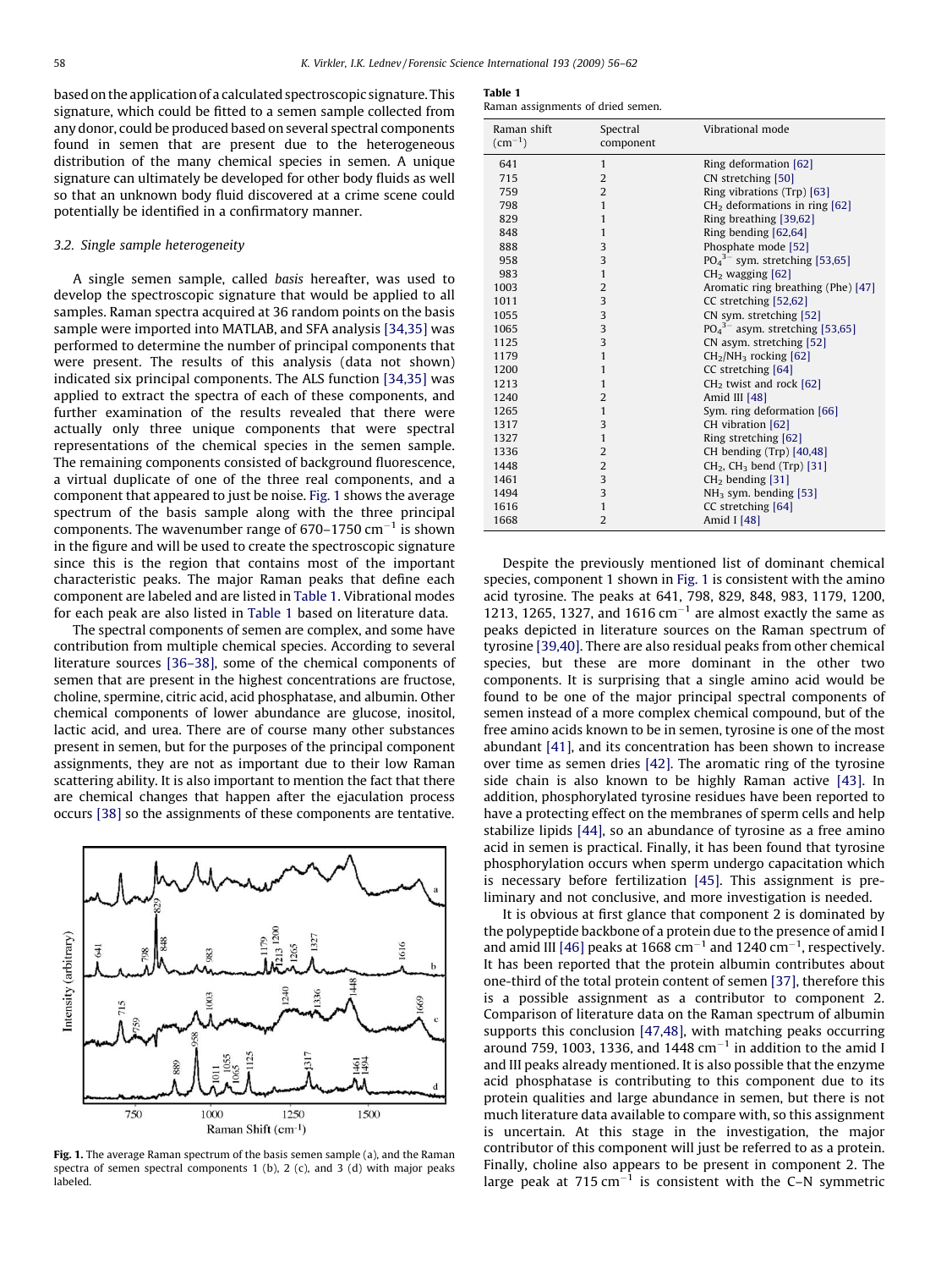based on the application of a calculated spectroscopic signature. This signature, which could be fitted to a semen sample collected from any donor, could be produced based on several spectral components found in semen that are present due to the heterogeneous distribution of the many chemical species in semen. A unique signature can ultimately be developed for other body fluids as well so that an unknown body fluid discovered at a crime scene could potentially be identified in a confirmatory manner.

### 3.2. Single sample heterogeneity

A single semen sample, called *basis* hereafter, was used to develop the spectroscopic signature that would be applied to all samples. Raman spectra acquired at 36 random points on the basis sample were imported into MATLAB, and SFA analysis [34,35] was performed to determine the number of principal components that were present. The results of this analysis (data not shown) indicated six principal components. The ALS function [34,35] was applied to extract the spectra of each of these components, and further examination of the results revealed that there were actually only three unique components that were spectral representations of the chemical species in the semen sample. The remaining components consisted of background fluorescence, a virtual duplicate of one of the three real components, and a component that appeared to just be noise. Fig. 1 shows the average spectrum of the basis sample along with the three principal components. The wavenumber range of 670–1750 cm$^{-1}$ is shown in the figure and will be used to create the spectroscopic signature since this is the region that contains most of the important characteristic peaks. The major Raman peaks that define each component are labeled and are listed in Table 1. Vibrational modes for each peak are also listed in Table 1 based on literature data.

The spectral components of semen are complex, and some have contribution from multiple chemical species. According to several literature sources [36–38], some of the chemical components of semen that are present in the highest concentrations are fructose, choline, spermine, citric acid, acid phosphatase, and albumin. Other chemical components of lower abundance are glucose, inositol, lactic acid, and urea. There are of course many other substances present in semen, but for the purposes of the principal component assignments, they are not as important due to their low Raman scattering ability. It is also important to mention the fact that there are chemical changes that happen after the ejaculation process occurs [38] so the assignments of these components are tentative.

Fig. 1. The average Raman spectrum of the basis semen sample (a), and the Raman spectra of semen spectral components 1 (b), 2 (c), and 3 (d) with major peaks labeled.

**Table 1**
Raman assignments of dried semen.

| Raman shift (cm$^{-1}$) | Spectral component | Vibrational mode |
|---|---|---|
| 641 | 1 | Ring deformation [62] |
| 715 | 2 | CN stretching [50] |
| 759 | 2 | Ring vibrations (Trp) [63] |
| 798 | 1 | $CH_2$ deformations in ring [62] |
| 829 | 1 | Ring breathing [39,62] |
| 848 | 1 | Ring bending [62,64] |
| 888 | 3 | Phosphate mode [52] |
| 958 | 3 | $PO_4^{3-}$ sym. stretching [53,65] |
| 983 | 1 | $CH_2$ wagging [62] |
| 1003 | 2 | Aromatic ring breathing (Phe) [47] |
| 1011 | 3 | CC stretching [52,62] |
| 1055 | 3 | CN sym. stretching [52] |
| 1065 | 3 | $PO_4^{3-}$ asym. stretching [53,65] |
| 1125 | 3 | CN asym. stretching [52] |
| 1179 | 1 | $CH_2$/$NH_3$ rocking [62] |
| 1200 | 1 | CC stretching [64] |
| 1213 | 1 | $CH_2$ twist and rock [62] |
| 1240 | 2 | Amid III [48] |
| 1265 | 1 | Sym. ring deformation [66] |
| 1317 | 3 | CH vibration [62] |
| 1327 | 1 | Ring stretching [62] |
| 1336 | 2 | CH bending (Trp) [40,48] |
| 1448 | 2 | $CH_2$, $CH_3$ bend (Trp) [31] |
| 1461 | 3 | $CH_2$ bending [31] |
| 1494 | 3 | $NH_3$ sym. bending [53] |
| 1616 | 1 | CC stretching [64] |
| 1668 | 2 | Amid I [48] |

Despite the previously mentioned list of dominant chemical species, component 1 shown in Fig. 1 is consistent with the amino acid tyrosine. The peaks at 641, 798, 829, 848, 983, 1179, 1200, 1213, 1265, 1327, and 1616 cm$^{-1}$ are almost exactly the same as peaks depicted in literature sources on the Raman spectrum of tyrosine [39,40]. There are also residual peaks from other chemical species, but these are more dominant in the other two components. It is surprising that a single amino acid would be found to be one of the major principal spectral components of semen instead of a more complex chemical compound, but of the free amino acids known to be in semen, tyrosine is one of the most abundant [41], and its concentration has been shown to increase over time as semen dries [42]. The aromatic ring of the tyrosine side chain is also known to be highly Raman active [43]. In addition, phosphorylated tyrosine residues have been reported to have a protecting effect on the membranes of sperm cells and help stabilize lipids [44], so an abundance of tyrosine as a free amino acid in semen is practical. Finally, it has been found that tyrosine phosphorylation occurs when sperm undergo capacitation which is necessary before fertilization [45]. This assignment is preliminary and not conclusive, and more investigation is needed.

It is obvious at first glance that component 2 is dominated by the polypeptide backbone of a protein due to the presence of amid I and amid III [46] peaks at 1668 cm$^{-1}$ and 1240 cm$^{-1}$, respectively. It has been reported that the protein albumin contributes about one-third of the total protein content of semen [37], therefore this is a possible assignment as a contributor to component 2. Comparison of literature data on the Raman spectrum of albumin supports this conclusion [47,48], with matching peaks occurring around 759, 1003, 1336, and 1448 cm$^{-1}$ in addition to the amid I and III peaks already mentioned. It is also possible that the enzyme acid phosphatase is contributing to this component due to its protein qualities and large abundance in semen, but there is not much literature data available to compare with, so this assignment is uncertain. At this stage in the investigation, the major contributor of this component will just be referred to as a protein. Finally, choline also appears to be present in component 2. The large peak at 715 cm$^{-1}$ is consistent with the C–N symmetric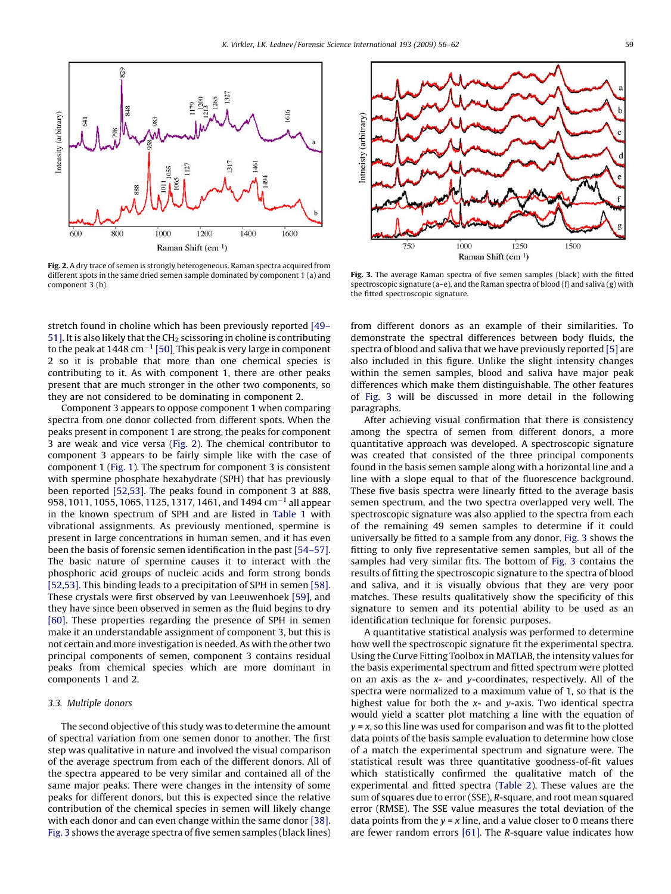641
798
829
848
983
1179
1200
1213
1265
1327
1616
a
888
958
1011
1055
1065
1127
1317
1461
1494
b
Intensity (arbitrary)
600 800 1000 1200 1400 1600
Raman Shift (cm-1)

**Fig. 2.** A dry trace of semen is strongly heterogeneous. Raman spectra acquired from different spots in the same dried semen sample dominated by component 1 (a) and component 3 (b).

a
b
c
d
e
f
g
Intneisty (arbitrary)
750 1000 1250 1500
Raman Shift (cm-1)

**Fig. 3.** The average Raman spectra of five semen samples (black) with the fitted spectroscopic signature (a–e), and the Raman spectra of blood (f) and saliva (g) with the fitted spectroscopic signature.

stretch found in choline which has been previously reported [49–51]. It is also likely that the $CH_2$ scissoring in choline is contributing to the peak at 1448 $cm^{-1}$ [50]. This peak is very large in component 2 so it is probable that more than one chemical species is contributing to it. As with component 1, there are other peaks present that are much stronger in the other two components, so they are not considered to be dominating in component 2.

Component 3 appears to oppose component 1 when comparing spectra from one donor collected from different spots. When the peaks present in component 1 are strong, the peaks for component 3 are weak and vice versa (Fig. 2). The chemical contributor to component 3 appears to be fairly simple like with the case of component 1 (Fig. 1). The spectrum for component 3 is consistent with spermine phosphate hexahydrate (SPH) that has previously been reported [52,53]. The peaks found in component 3 at 888, 958, 1011, 1055, 1065, 1125, 1317, 1461, and 1494 $cm^{-1}$ all appear in the known spectrum of SPH and are listed in Table 1 with vibrational assignments. As previously mentioned, spermine is present in large concentrations in human semen, and it has even been the basis of forensic semen identification in the past [54–57]. The basic nature of spermine causes it to interact with the phosphoric acid groups of nucleic acids and form strong bonds [52,53]. This binding leads to a precipitation of SPH in semen [58]. These crystals were first observed by van Leeuwenhoek [59], and they have since been observed in semen as the fluid begins to dry [60]. These properties regarding the presence of SPH in semen make it an understandable assignment of component 3, but this is not certain and more investigation is needed. As with the other two principal components of semen, component 3 contains residual peaks from chemical species which are more dominant in components 1 and 2.

### 3.3. Multiple donors

The second objective of this study was to determine the amount of spectral variation from one semen donor to another. The first step was qualitative in nature and involved the visual comparison of the average spectrum from each of the different donors. All of the spectra appeared to be very similar and contained all of the same major peaks. There were changes in the intensity of some peaks for different donors, but this is expected since the relative contribution of the chemical species in semen will likely change with each donor and can even change within the same donor [38]. Fig. 3 shows the average spectra of five semen samples (black lines) from different donors as an example of their similarities. To demonstrate the spectral differences between body fluids, the spectra of blood and saliva that we have previously reported [5] are also included in this figure. Unlike the slight intensity changes within the semen samples, blood and saliva have major peak differences which make them distinguishable. The other features of Fig. 3 will be discussed in more detail in the following paragraphs.

After achieving visual confirmation that there is consistency among the spectra of semen from different donors, a more quantitative approach was developed. A spectroscopic signature was created that consisted of the three principal components found in the basis semen sample along with a horizontal line and a line with a slope equal to that of the fluorescence background. These five basis spectra were linearly fitted to the average basis semen spectrum, and the two spectra overlapped very well. The spectroscopic signature was also applied to the spectra from each of the remaining 49 semen samples to determine if it could universally be fitted to a sample from any donor. Fig. 3 shows the fitting to only five representative semen samples, but all of the samples had very similar fits. The bottom of Fig. 3 contains the results of fitting the spectroscopic signature to the spectra of blood and saliva, and it is visually obvious that they are very poor matches. These results qualitatively show the specificity of this signature to semen and its potential ability to be used as an identification technique for forensic purposes.

A quantitative statistical analysis was performed to determine how well the spectroscopic signature fit the experimental spectra. Using the Curve Fitting Toolbox in MATLAB, the intensity values for the basis experimental spectrum and fitted spectrum were plotted on an axis as the *x*- and *y*-coordinates, respectively. All of the spectra were normalized to a maximum value of 1, so that is the highest value for both the *x*- and *y*-axis. Two identical spectra would yield a scatter plot matching a line with the equation of $y = x$, so this line was used for comparison and was fit to the plotted data points of the basis sample evaluation to determine how close of a match the experimental spectrum and signature were. The statistical result was three quantitative goodness-of-fit values which statistically confirmed the qualitative match of the experimental and fitted spectra (Table 2). These values are the sum of squares due to error (SSE), *R*-square, and root mean squared error (RMSE). The SSE value measures the total deviation of the data points from the $y = x$ line, and a value closer to 0 means there are fewer random errors [61]. The *R*-square value indicates how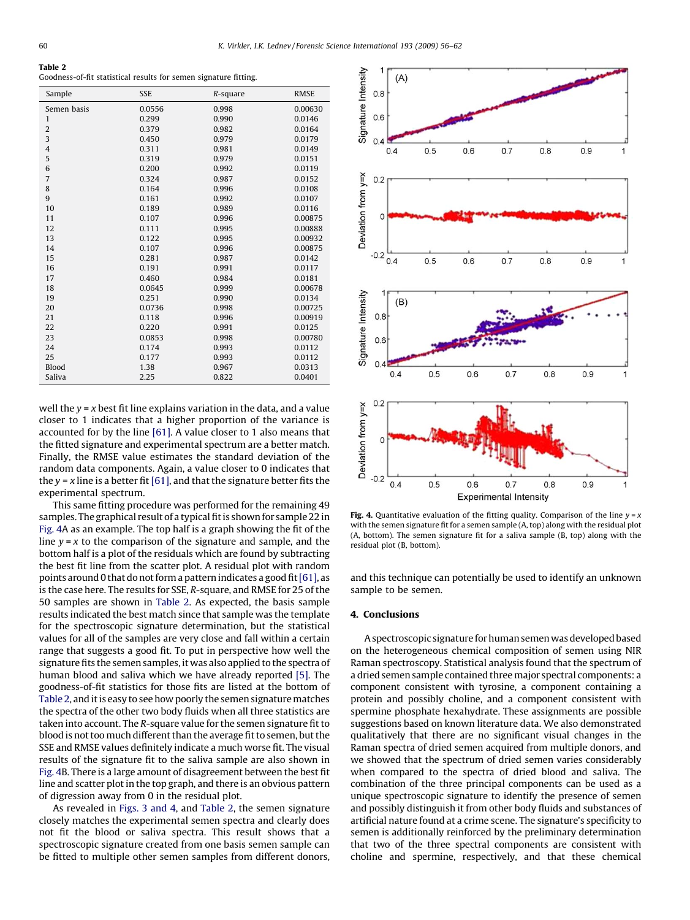**Table 2**
Goodness-of-fit statistical results for semen signature fitting.

| Sample | SSE | *R*-square | RMSE |
|---|---|---|---|
| Semen basis | 0.0556 | 0.998 | 0.00630 |
| 1 | 0.299 | 0.990 | 0.0146 |
| 2 | 0.379 | 0.982 | 0.0164 |
| 3 | 0.450 | 0.979 | 0.0179 |
| 4 | 0.311 | 0.981 | 0.0149 |
| 5 | 0.319 | 0.979 | 0.0151 |
| 6 | 0.200 | 0.992 | 0.0119 |
| 7 | 0.324 | 0.987 | 0.0152 |
| 8 | 0.164 | 0.996 | 0.0108 |
| 9 | 0.161 | 0.992 | 0.0107 |
| 10 | 0.189 | 0.989 | 0.0116 |
| 11 | 0.107 | 0.996 | 0.00875 |
| 12 | 0.111 | 0.995 | 0.00888 |
| 13 | 0.122 | 0.995 | 0.00932 |
| 14 | 0.107 | 0.996 | 0.00875 |
| 15 | 0.281 | 0.987 | 0.0142 |
| 16 | 0.191 | 0.991 | 0.0117 |
| 17 | 0.460 | 0.984 | 0.0181 |
| 18 | 0.0645 | 0.999 | 0.00678 |
| 19 | 0.251 | 0.990 | 0.0134 |
| 20 | 0.0736 | 0.998 | 0.00725 |
| 21 | 0.118 | 0.996 | 0.00919 |
| 22 | 0.220 | 0.991 | 0.0125 |
| 23 | 0.0853 | 0.998 | 0.00780 |
| 24 | 0.174 | 0.993 | 0.0112 |
| 25 | 0.177 | 0.993 | 0.0112 |
| Blood | 1.38 | 0.967 | 0.0313 |
| Saliva | 2.25 | 0.822 | 0.0401 |

well the $y = x$ best fit line explains variation in the data, and a value closer to 1 indicates that a higher proportion of the variance is accounted for by the line [61]. A value closer to 1 also means that the fitted signature and experimental spectrum are a better match. Finally, the RMSE value estimates the standard deviation of the random data components. Again, a value closer to 0 indicates that the $y = x$ line is a better fit [61], and that the signature better fits the experimental spectrum.

This same fitting procedure was performed for the remaining 49 samples. The graphical result of a typical fit is shown for sample 22 in Fig. 4A as an example. The top half is a graph showing the fit of the line $y = x$ to the comparison of the signature and sample, and the bottom half is a plot of the residuals which are found by subtracting the best fit line from the scatter plot. A residual plot with random points around 0 that do not form a pattern indicates a good fit [61], as is the case here. The results for SSE, *R*-square, and RMSE for 25 of the 50 samples are shown in Table 2. As expected, the basis sample results indicated the best match since that sample was the template for the spectroscopic signature determination, but the statistical values for all of the samples are very close and fall within a certain range that suggests a good fit. To put in perspective how well the signature fits the semen samples, it was also applied to the spectra of human blood and saliva which we have already reported [5]. The goodness-of-fit statistics for those fits are listed at the bottom of Table 2, and it is easy to see how poorly the semen signature matches the spectra of the other two body fluids when all three statistics are taken into account. The *R*-square value for the semen signature fit to blood is not too much different than the average fit to semen, but the SSE and RMSE values definitely indicate a much worse fit. The visual results of the signature fit to the saliva sample are also shown in Fig. 4B. There is a large amount of disagreement between the best fit line and scatter plot in the top graph, and there is an obvious pattern of digression away from 0 in the residual plot.

As revealed in Figs. 3 and 4, and Table 2, the semen signature closely matches the experimental semen spectra and clearly does not fit the blood or saliva spectra. This result shows that a spectroscopic signature created from one basis semen sample can be fitted to multiple other semen samples from different donors, and this technique can potentially be used to identify an unknown sample to be semen.

**Fig. 4.** Quantitative evaluation of the fitting quality. Comparison of the line $y = x$ with the semen signature fit for a semen sample (A, top) along with the residual plot (A, bottom). The semen signature fit for a saliva sample (B, top) along with the residual plot (B, bottom).

## 4. Conclusions

A spectroscopic signature for human semen was developed based on the heterogeneous chemical composition of semen using NIR Raman spectroscopy. Statistical analysis found that the spectrum of a dried semen sample contained three major spectral components: a component consistent with tyrosine, a component containing a protein and possibly choline, and a component consistent with spermine phosphate hexahydrate. These assignments are possible suggestions based on known literature data. We also demonstrated qualitatively that there are no significant visual changes in the Raman spectra of dried semen acquired from multiple donors, and we showed that the spectrum of dried semen varies considerably when compared to the spectra of dried blood and saliva. The combination of the three principal components can be used as a unique spectroscopic signature to identify the presence of semen and possibly distinguish it from other body fluids and substances of artificial nature found at a crime scene. The signature's specificity to semen is additionally reinforced by the preliminary determination that two of the three spectral components are consistent with choline and spermine, respectively, and that these chemical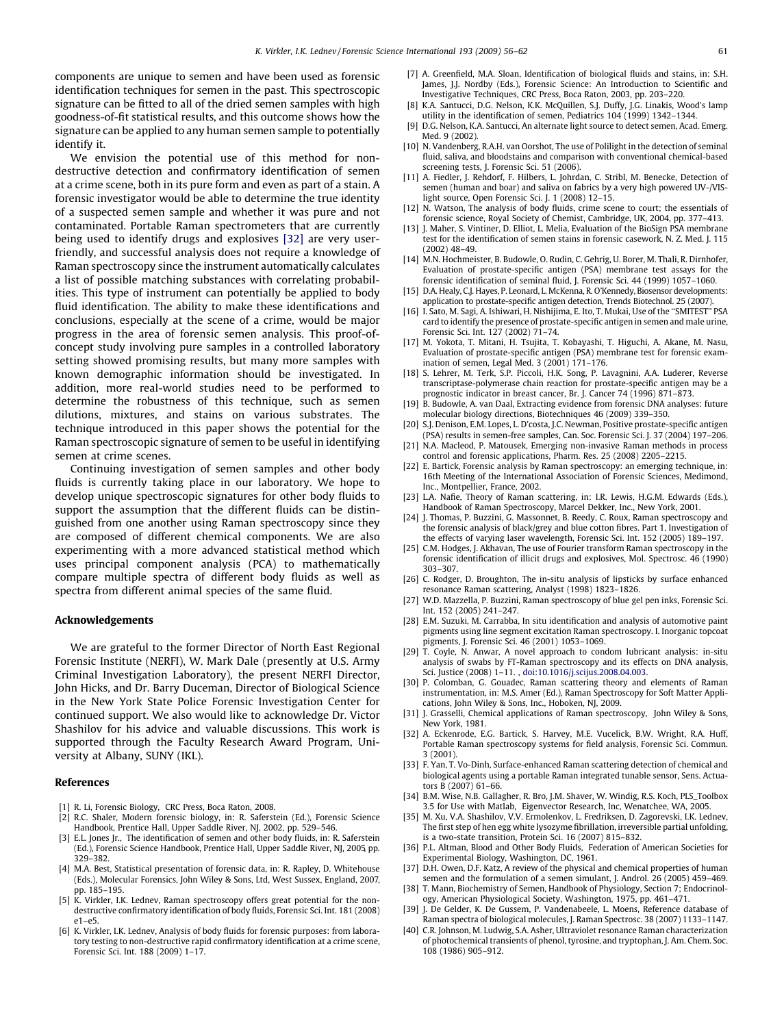components are unique to semen and have been used as forensic identification techniques for semen in the past. This spectroscopic signature can be fitted to all of the dried semen samples with high goodness-of-fit statistical results, and this outcome shows how the signature can be applied to any human semen sample to potentially identify it.

We envision the potential use of this method for non-destructive detection and confirmatory identification of semen at a crime scene, both in its pure form and even as part of a stain. A forensic investigator would be able to determine the true identity of a suspected semen sample and whether it was pure and not contaminated. Portable Raman spectrometers that are currently being used to identify drugs and explosives [32] are very user-friendly, and successful analysis does not require a knowledge of Raman spectroscopy since the instrument automatically calculates a list of possible matching substances with correlating probabilities. This type of instrument can potentially be applied to body fluid identification. The ability to make these identifications and conclusions, especially at the scene of a crime, would be major progress in the area of forensic semen analysis. This proof-of-concept study involving pure samples in a controlled laboratory setting showed promising results, but many more samples with known demographic information should be investigated. In addition, more real-world studies need to be performed to determine the robustness of this technique, such as semen dilutions, mixtures, and stains on various substrates. The technique introduced in this paper shows the potential for the Raman spectroscopic signature of semen to be useful in identifying semen at crime scenes.

Continuing investigation of semen samples and other body fluids is currently taking place in our laboratory. We hope to develop unique spectroscopic signatures for other body fluids to support the assumption that the different fluids can be distinguished from one another using Raman spectroscopy since they are composed of different chemical components. We are also experimenting with a more advanced statistical method which uses principal component analysis (PCA) to mathematically compare multiple spectra of different body fluids as well as spectra from different animal species of the same fluid.

## Acknowledgements

We are grateful to the former Director of North East Regional Forensic Institute (NERFI), W. Mark Dale (presently at U.S. Army Criminal Investigation Laboratory), the present NERFI Director, John Hicks, and Dr. Barry Duceman, Director of Biological Science in the New York State Police Forensic Investigation Center for continued support. We also would like to acknowledge Dr. Victor Shashilov for his advice and valuable discussions. This work is supported through the Faculty Research Award Program, University at Albany, SUNY (IKL).

## References

[1] R. Li, Forensic Biology, CRC Press, Boca Raton, 2008.

[2] R.C. Shaler, Modern forensic biology, in: R. Saferstein (Ed.), Forensic Science Handbook, Prentice Hall, Upper Saddle River, NJ, 2002, pp. 529–546.

[3] E.L. Jones Jr., The identification of semen and other body fluids, in: R. Saferstein (Ed.), Forensic Science Handbook, Prentice Hall, Upper Saddle River, NJ, 2005, pp. 329–382.

[4] M.A. Best, Statistical presentation of forensic data, in: R. Rapley, D. Whitehouse (Eds.), Molecular Forensics, John Wiley & Sons, Ltd, West Sussex, England, 2007, pp. 185–195.

[5] K. Virkler, I.K. Lednev, Raman spectroscopy offers great potential for the non-destructive confirmatory identification of body fluids, Forensic Sci. Int. 181 (2008) e1–e5.

[6] K. Virkler, I.K. Lednev, Analysis of body fluids for forensic purposes: from laboratory testing to non-destructive rapid confirmatory identification at a crime scene, Forensic Sci. Int. 188 (2009) 1–17.

[7] A. Greenfield, M.A. Sloan, Identification of biological fluids and stains, in: S.H. James, J.J. Nordby (Eds.), Forensic Science: An Introduction to Scientific and Investigative Techniques, CRC Press, Boca Raton, 2003, pp. 203–220.

[8] K.A. Santucci, D.G. Nelson, K.K. McQuillen, S.J. Duffy, J.G. Linakis, Wood's lamp utility in the identification of semen, Pediatrics 104 (1999) 1342–1344.

[9] D.G. Nelson, K.A. Santucci, An alternate light source to detect semen, Acad. Emerg. Med. 9 (2002).

[10] N. Vandenberg, R.A.H. van Oorshot, The use of Polilight in the detection of seminal fluid, saliva, and bloodstains and comparison with conventional chemical-based screening tests, J. Forensic Sci. 51 (2006).

[11] A. Fiedler, J. Rehdorf, F. Hilbers, L. Johrdan, C. Stribl, M. Benecke, Detection of semen (human and boar) and saliva on fabrics by a very high powered UV-/VIS-light source, Open Forensic Sci. J. 1 (2008) 12–15.

[12] N. Watson, The analysis of body fluids, crime scene to court; the essentials of forensic science, Royal Society of Chemist, Cambridge, UK, 2004, pp. 377–413.

[13] J. Maher, S. Vintiner, D. Elliot, L. Melia, Evaluation of the BioSign PSA membrane test for the identification of semen stains in forensic casework, N. Z. Med. J. 115 (2002) 48–49.

[14] M.N. Hochmeister, B. Budowle, O. Rudin, C. Gehrig, U. Borer, M. Thali, R. Dirnhofer, Evaluation of prostate-specific antigen (PSA) membrane test assays for the forensic identification of seminal fluid, J. Forensic Sci. 44 (1999) 1057–1060.

[15] D.A. Healy, C.J. Hayes, P. Leonard, L. McKenna, R. O'Kennedy, Biosensor developments: application to prostate-specific antigen detection, Trends Biotechnol. 25 (2007).

[16] I. Sato, M. Sagi, A. Ishiwari, H. Nishijima, E. Ito, T. Mukai, Use of the "SMITEST" PSA card to identify the presence of prostate-specific antigen in semen and male urine, Forensic Sci. Int. 127 (2002) 71–74.

[17] M. Yokota, T. Mitani, H. Tsujita, T. Kobayashi, T. Higuchi, A. Akane, M. Nasu, Evaluation of prostate-specific antigen (PSA) membrane test for forensic examination of semen, Legal Med. 3 (2001) 171–176.

[18] S. Lehrer, M. Terk, S.P. Piccoli, H.K. Song, P. Lavagnini, A.A. Luderer, Reverse transcriptase-polymerase chain reaction for prostate-specific antigen may be a prognostic indicator in breast cancer, Br. J. Cancer 74 (1996) 871–873.

[19] B. Budowle, A. van Daal, Extracting evidence from forensic DNA analyses: future molecular biology directions, Biotechniques 46 (2009) 339–350.

[20] S.J. Denison, E.M. Lopes, L. D'costa, J.C. Newman, Positive prostate-specific antigen (PSA) results in semen-free samples, Can. Soc. Forensic Sci. J. 37 (2004) 197–206.

[21] N.A. Macleod, P. Matousek, Emerging non-invasive Raman methods in process control and forensic applications, Pharm. Res. 25 (2008) 2205–2215.

[22] E. Bartick, Forensic analysis by Raman spectroscopy: an emerging technique, in: 16th Meeting of the International Association of Forensic Sciences, Medimond, Inc., Montpellier, France, 2002.

[23] L.A. Nafie, Theory of Raman scattering, in: I.R. Lewis, H.G.M. Edwards (Eds.), Handbook of Raman Spectroscopy, Marcel Dekker, Inc., New York, 2001.

[24] J. Thomas, P. Buzzini, G. Massonnet, B. Reedy, C. Roux, Raman spectroscopy and the forensic analysis of black/grey and blue cotton fibres. Part 1. Investigation of the effects of varying laser wavelength, Forensic Sci. Int. 152 (2005) 189–197.

[25] C.M. Hodges, J. Akhavan, The use of Fourier transform Raman spectroscopy in the forensic identification of illicit drugs and explosives, Mol. Spectrosc. 46 (1990) 303–307.

[26] C. Rodger, D. Broughton, The in-situ analysis of lipsticks by surface enhanced resonance Raman scattering, Analyst (1998) 1823–1826.

[27] W.D. Mazzella, P. Buzzini, Raman spectroscopy of blue gel pen inks, Forensic Sci. Int. 152 (2005) 241–247.

[28] E.M. Suzuki, M. Carrabba, In situ identification and analysis of automotive paint pigments using line segment excitation Raman spectroscopy. I. Inorganic topcoat pigments, J. Forensic Sci. 46 (2001) 1053–1069.

[29] T. Coyle, N. Anwar, A novel approach to condom lubricant analysis: in-situ analysis of swabs by FT-Raman spectroscopy and its effects on DNA analysis, Sci. Justice (2008) 1–11. , doi:10.1016/j.scijus.2008.04.003.

[30] P. Colomban, G. Gouadec, Raman scattering theory and elements of Raman instrumentation, in: M.S. Amer (Ed.), Raman Spectroscopy for Soft Matter Applications, John Wiley & Sons, Inc., Hoboken, NJ, 2009.

[31] J. Grasselli, Chemical applications of Raman spectroscopy, John Wiley & Sons, New York, 1981.

[32] A. Eckenrode, E.G. Bartick, S. Harvey, M.E. Vucelick, B.W. Wright, R.A. Huff, Portable Raman spectroscopy systems for field analysis, Forensic Sci. Commun. 3 (2001).

[33] F. Yan, T. Vo-Dinh, Surface-enhanced Raman scattering detection of chemical and biological agents using a portable Raman integrated tunable sensor, Sens. Actuators B (2007) 61–66.

[34] B.M. Wise, N.B. Gallagher, R. Bro, J.M. Shaver, W. Windig, R.S. Koch, PLS_Toolbox 3.5 for Use with Matlab, Eigenvector Research, Inc, Wenatchee, WA, 2005.

[35] M. Xu, V.A. Shashilov, V.V. Ermolenkov, L. Fredriksen, D. Zagorevski, I.K. Lednev, The first step of hen egg white lysozyme fibrillation, irreversible partial unfolding, is a two-state transition, Protein Sci. 16 (2007) 815–832.

[36] P.L. Altman, Blood and Other Body Fluids, Federation of American Societies for Experimental Biology, Washington, DC, 1961.

[37] D.H. Owen, D.F. Katz, A review of the physical and chemical properties of human semen and the formulation of a semen simulant, J. Androl. 26 (2005) 459–469.

[38] T. Mann, Biochemistry of Semen, Handbook of Physiology, Section 7; Endocrinology, American Physiological Society, Washington, 1975, pp. 461–471.

[39] J. De Gelder, K. De Gussem, P. Vandenabeele, L. Moens, Reference database of Raman spectra of biological molecules, J. Raman Spectrosc. 38 (2007) 1133–1147.

[40] C.R. Johnson, M. Ludwig, S.A. Asher, Ultraviolet resonance Raman characterization of photochemical transients of phenol, tyrosine, and tryptophan, J. Am. Chem. Soc. 108 (1986) 905–912.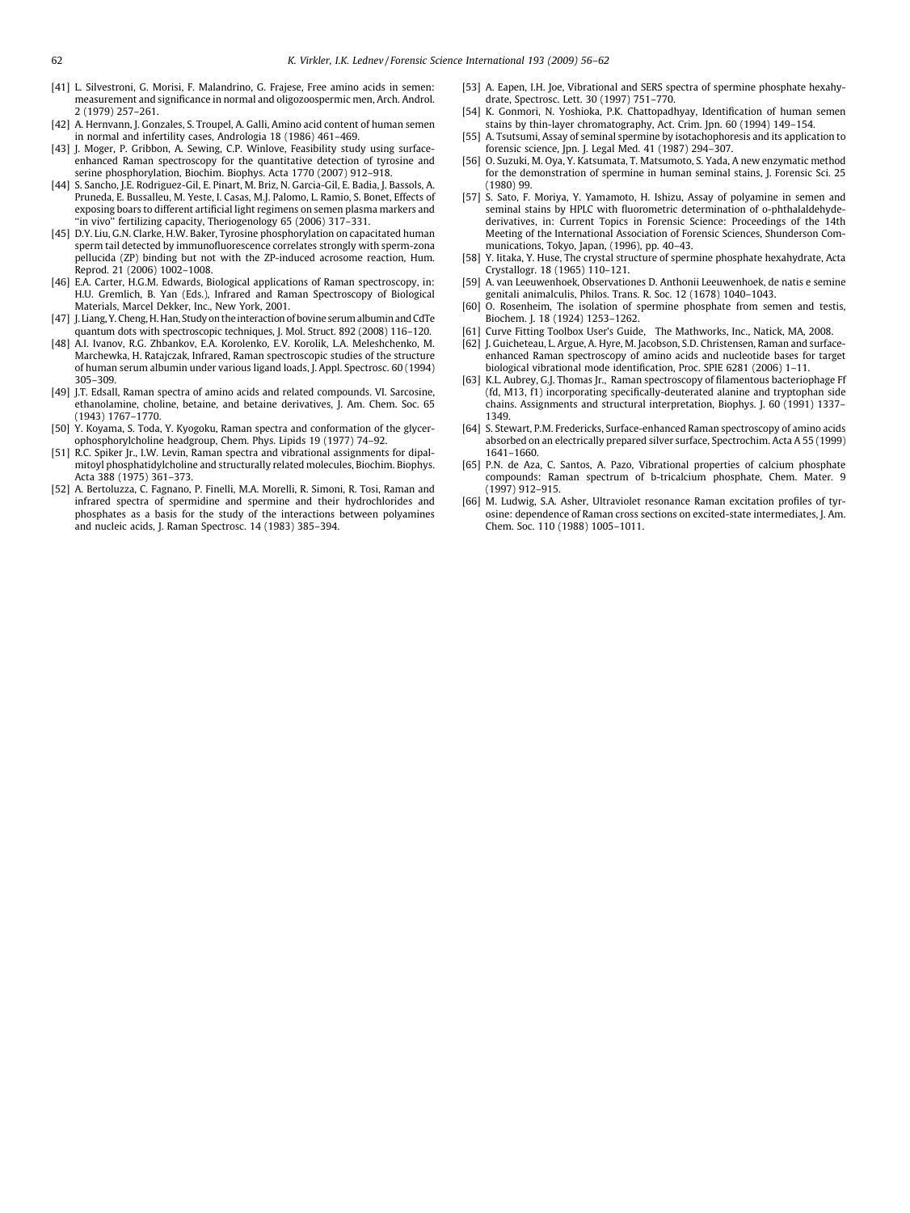[41] L. Silvestroni, G. Morisi, F. Malandrino, G. Frajese, Free amino acids in semen: measurement and significance in normal and oligozoospermic men, Arch. Androl. 2 (1979) 257–261.

[42] A. Hernvann, J. Gonzales, S. Troupel, A. Galli, Amino acid content of human semen in normal and infertility cases, Andrologia 18 (1986) 461–469.

[43] J. Moger, P. Gribbon, A. Sewing, C.P. Winlove, Feasibility study using surface-enhanced Raman spectroscopy for the quantitative detection of tyrosine and serine phosphorylation, Biochim. Biophys. Acta 1770 (2007) 912–918.

[44] S. Sancho, J.E. Rodriguez-Gil, E. Pinart, M. Briz, N. Garcia-Gil, E. Badia, J. Bassols, A. Pruneda, E. Bussalleu, M. Yeste, I. Casas, M.J. Palomo, L. Ramio, S. Bonet, Effects of exposing boars to different artificial light regimens on semen plasma markers and "in vivo" fertilizing capacity, Theriogenology 65 (2006) 317–331.

[45] D.Y. Liu, G.N. Clarke, H.W. Baker, Tyrosine phosphorylation on capacitated human sperm tail detected by immunofluorescence correlates strongly with sperm-zona pellucida (ZP) binding but not with the ZP-induced acrosome reaction, Hum. Reprod. 21 (2006) 1002–1008.

[46] E.A. Carter, H.G.M. Edwards, Biological applications of Raman spectroscopy, in: H.U. Gremlich, B. Yan (Eds.), Infrared and Raman Spectroscopy of Biological Materials, Marcel Dekker, Inc., New York, 2001.

[47] J. Liang, Y. Cheng, H. Han, Study on the interaction of bovine serum albumin and CdTe quantum dots with spectroscopic techniques, J. Mol. Struct. 892 (2008) 116–120.

[48] A.I. Ivanov, R.G. Zhbankov, E.A. Korolenko, E.V. Korolik, L.A. Meleshchenko, M. Marchewka, H. Ratajczak, Infrared, Raman spectroscopic studies of the structure of human serum albumin under various ligand loads, J. Appl. Spectrosc. 60 (1994) 305–309.

[49] J.T. Edsall, Raman spectra of amino acids and related compounds. VI. Sarcosine, ethanolamine, choline, betaine, and betaine derivatives, J. Am. Chem. Soc. 65 (1943) 1767–1770.

[50] Y. Koyama, S. Toda, Y. Kyogoku, Raman spectra and conformation of the glycerophosphorylcholine headgroup, Chem. Phys. Lipids 19 (1977) 74–92.

[51] R.C. Spiker Jr., I.W. Levin, Raman spectra and vibrational assignments for dipalmitoyl phosphatidylcholine and structurally related molecules, Biochim. Biophys. Acta 388 (1975) 361–373.

[52] A. Bertoluzza, C. Fagnano, P. Finelli, M.A. Morelli, R. Simoni, R. Tosi, Raman and infrared spectra of spermidine and spermine and their hydrochlorides and phosphates as a basis for the study of the interactions between polyamines and nucleic acids, J. Raman Spectrosc. 14 (1983) 385–394.

[53] A. Eapen, I.H. Joe, Vibrational and SERS spectra of spermine phosphate hexahydrate, Spectrosc. Lett. 30 (1997) 751–770.

[54] K. Gonmori, N. Yoshioka, P.K. Chattopadhyay, Identification of human semen stains by thin-layer chromatography, Act. Crim. Jpn. 60 (1994) 149–154.

[55] A. Tsutsumi, Assay of seminal spermine by isotachophoresis and its application to forensic science, Jpn. J. Legal Med. 41 (1987) 294–307.

[56] O. Suzuki, M. Oya, Y. Katsumata, T. Matsumoto, S. Yada, A new enzymatic method for the demonstration of spermine in human seminal stains, J. Forensic Sci. 25 (1980) 99.

[57] S. Sato, F. Moriya, Y. Yamamoto, H. Ishizu, Assay of polyamine in semen and seminal stains by HPLC with fluorometric determination of o-phthalaldehyde-derivatives, in: Current Topics in Forensic Science: Proceedings of the 14th Meeting of the International Association of Forensic Sciences, Shunderson Communications, Tokyo, Japan, (1996), pp. 40–43.

[58] Y. Iitaka, Y. Huse, The crystal structure of spermine phosphate hexahydrate, Acta Crystallogr. 18 (1965) 110–121.

[59] A. van Leeuwenhoek, Observationes D. Anthonii Leeuwenhoek, de natis e semine genitali animalculis, Philos. Trans. R. Soc. 12 (1678) 1040–1043.

[60] O. Rosenheim, The isolation of spermine phosphate from semen and testis, Biochem. J. 18 (1924) 1253–1262.

[61] Curve Fitting Toolbox User's Guide, The Mathworks, Inc., Natick, MA, 2008.

[62] J. Guicheteau, L. Argue, A. Hyre, M. Jacobson, S.D. Christensen, Raman and surface-enhanced Raman spectroscopy of amino acids and nucleotide bases for target biological vibrational mode identification, Proc. SPIE 6281 (2006) 1–11.

[63] K.L. Aubrey, G.J. Thomas Jr., Raman spectroscopy of filamentous bacteriophage Ff (fd, M13, f1) incorporating specifically-deuterated alanine and tryptophan side chains. Assignments and structural interpretation, Biophys. J. 60 (1991) 1337–1349.

[64] S. Stewart, P.M. Fredericks, Surface-enhanced Raman spectroscopy of amino acids absorbed on an electrically prepared silver surface, Spectrochim. Acta A 55 (1999) 1641–1660.

[65] P.N. de Aza, C. Santos, A. Pazo, Vibrational properties of calcium phosphate compounds: Raman spectrum of b-tricalcium phosphate, Chem. Mater. 9 (1997) 912–915.

[66] M. Ludwig, S.A. Asher, Ultraviolet resonance Raman excitation profiles of tyrosine: dependence of Raman cross sections on excited-state intermediates, J. Am. Chem. Soc. 110 (1988) 1005–1011.